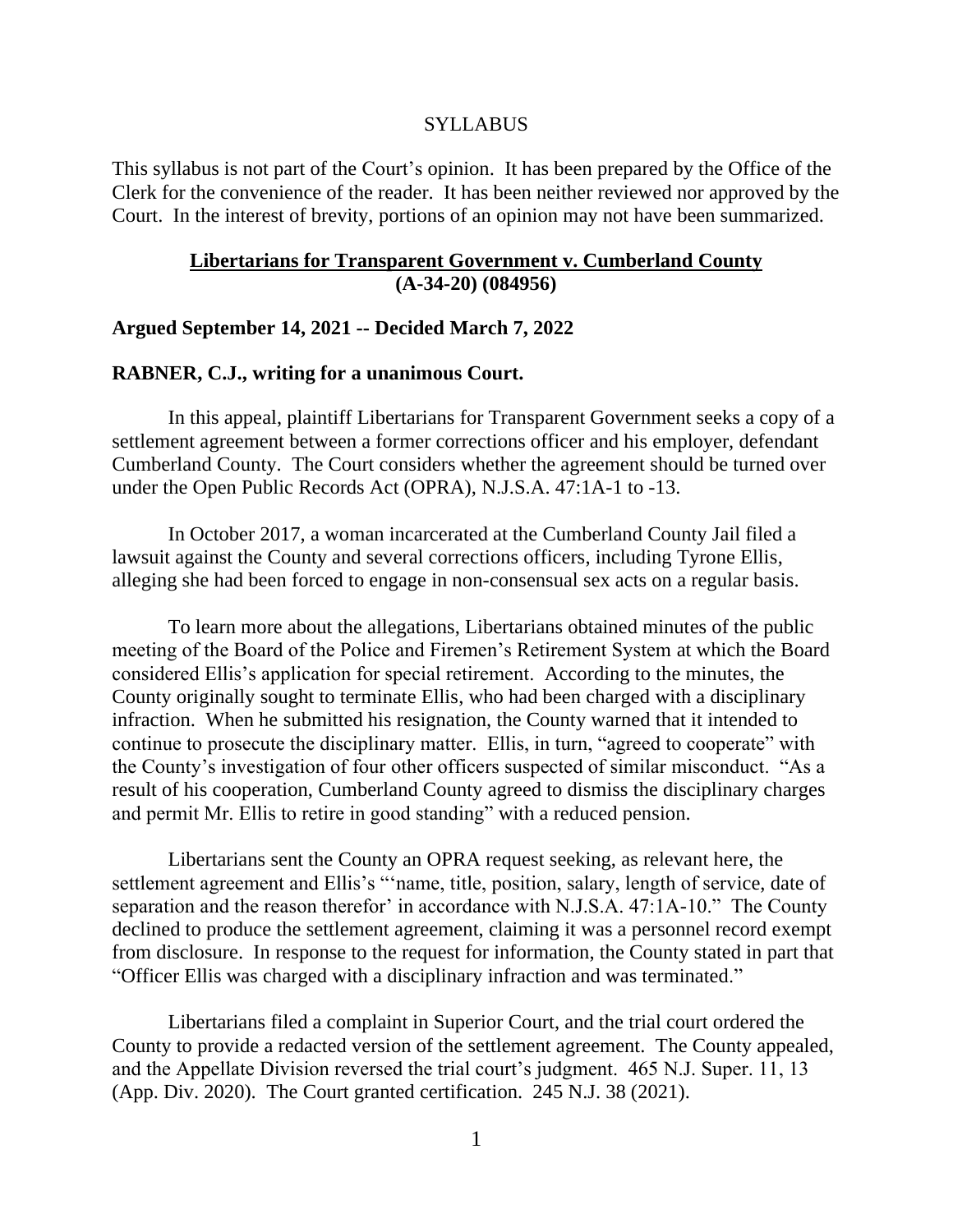SYLLABUS

This syllabus is not part of the Court's opinion. It has been prepared by the Office of the Clerk for the convenience of the reader. It has been neither reviewed nor approved by the Court. In the interest of brevity, portions of an opinion may not have been summarized.

**Libertarians for Transparent Government v. Cumberland County**
**(A-34-20) (084956)**

**Argued September 14, 2021 -- Decided March 7, 2022**

**RABNER, C.J., writing for a unanimous Court.**

In this appeal, plaintiff Libertarians for Transparent Government seeks a copy of a settlement agreement between a former corrections officer and his employer, defendant Cumberland County. The Court considers whether the agreement should be turned over under the Open Public Records Act (OPRA), N.J.S.A. 47:1A-1 to -13.

In October 2017, a woman incarcerated at the Cumberland County Jail filed a lawsuit against the County and several corrections officers, including Tyrone Ellis, alleging she had been forced to engage in non-consensual sex acts on a regular basis.

To learn more about the allegations, Libertarians obtained minutes of the public meeting of the Board of the Police and Firemen's Retirement System at which the Board considered Ellis's application for special retirement. According to the minutes, the County originally sought to terminate Ellis, who had been charged with a disciplinary infraction. When he submitted his resignation, the County warned that it intended to continue to prosecute the disciplinary matter. Ellis, in turn, "agreed to cooperate" with the County's investigation of four other officers suspected of similar misconduct. "As a result of his cooperation, Cumberland County agreed to dismiss the disciplinary charges and permit Mr. Ellis to retire in good standing" with a reduced pension.

Libertarians sent the County an OPRA request seeking, as relevant here, the settlement agreement and Ellis's "'name, title, position, salary, length of service, date of separation and the reason therefor' in accordance with N.J.S.A. 47:1A-10." The County declined to produce the settlement agreement, claiming it was a personnel record exempt from disclosure. In response to the request for information, the County stated in part that "Officer Ellis was charged with a disciplinary infraction and was terminated."

Libertarians filed a complaint in Superior Court, and the trial court ordered the County to provide a redacted version of the settlement agreement. The County appealed, and the Appellate Division reversed the trial court's judgment. 465 N.J. Super. 11, 13 (App. Div. 2020). The Court granted certification. 245 N.J. 38 (2021).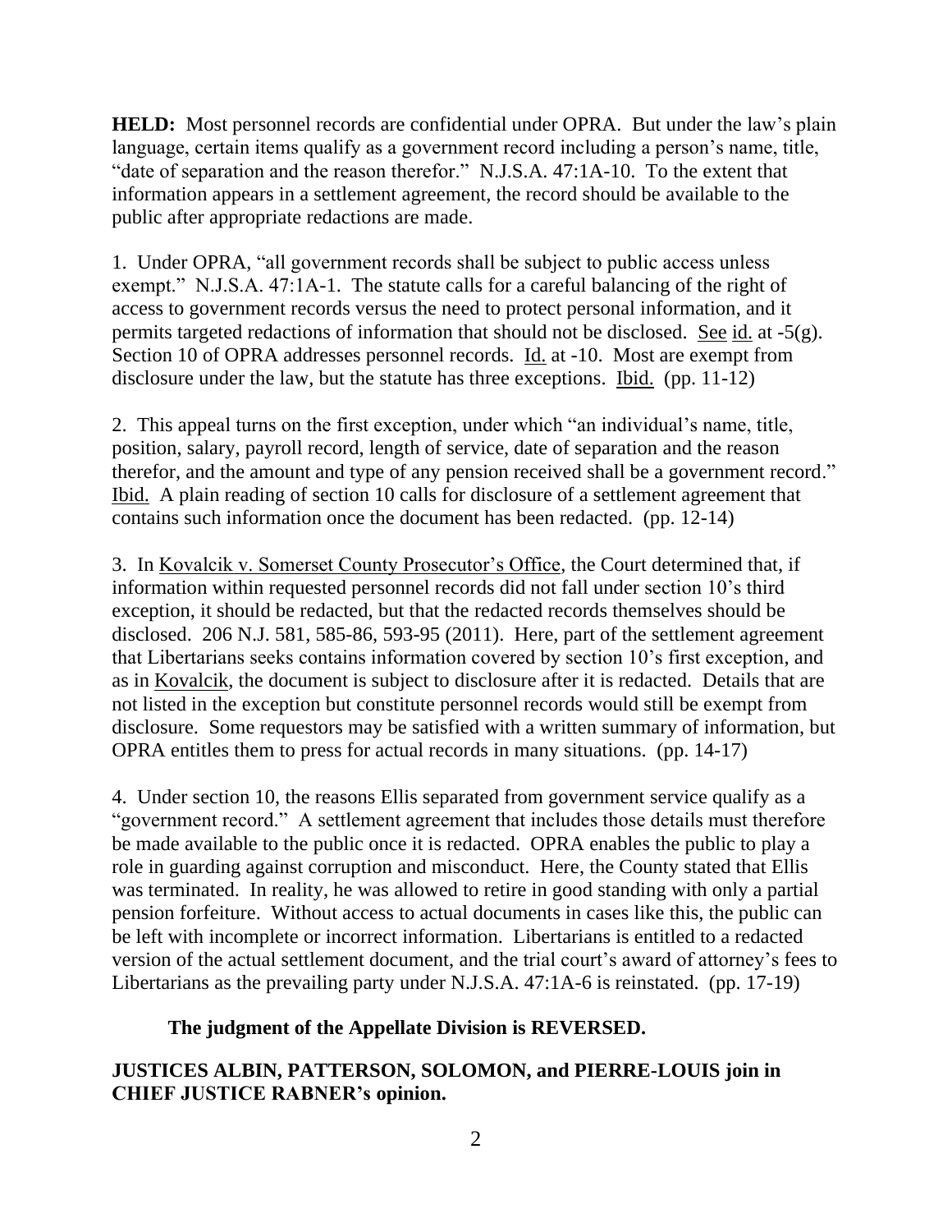**HELD:** Most personnel records are confidential under OPRA. But under the law's plain language, certain items qualify as a government record including a person's name, title, "date of separation and the reason therefor." N.J.S.A. 47:1A-10. To the extent that information appears in a settlement agreement, the record should be available to the public after appropriate redactions are made.

1. Under OPRA, "all government records shall be subject to public access unless exempt." N.J.S.A. 47:1A-1. The statute calls for a careful balancing of the right of access to government records versus the need to protect personal information, and it permits targeted redactions of information that should not be disclosed. See id. at -5(g). Section 10 of OPRA addresses personnel records. Id. at -10. Most are exempt from disclosure under the law, but the statute has three exceptions. Ibid. (pp. 11-12)

2. This appeal turns on the first exception, under which "an individual's name, title, position, salary, payroll record, length of service, date of separation and the reason therefor, and the amount and type of any pension received shall be a government record." Ibid. A plain reading of section 10 calls for disclosure of a settlement agreement that contains such information once the document has been redacted. (pp. 12-14)

3. In Kovalcik v. Somerset County Prosecutor's Office, the Court determined that, if information within requested personnel records did not fall under section 10's third exception, it should be redacted, but that the redacted records themselves should be disclosed. 206 N.J. 581, 585-86, 593-95 (2011). Here, part of the settlement agreement that Libertarians seeks contains information covered by section 10's first exception, and as in Kovalcik, the document is subject to disclosure after it is redacted. Details that are not listed in the exception but constitute personnel records would still be exempt from disclosure. Some requestors may be satisfied with a written summary of information, but OPRA entitles them to press for actual records in many situations. (pp. 14-17)

4. Under section 10, the reasons Ellis separated from government service qualify as a "government record." A settlement agreement that includes those details must therefore be made available to the public once it is redacted. OPRA enables the public to play a role in guarding against corruption and misconduct. Here, the County stated that Ellis was terminated. In reality, he was allowed to retire in good standing with only a partial pension forfeiture. Without access to actual documents in cases like this, the public can be left with incomplete or incorrect information. Libertarians is entitled to a redacted version of the actual settlement document, and the trial court's award of attorney's fees to Libertarians as the prevailing party under N.J.S.A. 47:1A-6 is reinstated. (pp. 17-19)

**The judgment of the Appellate Division is REVERSED.**

**JUSTICES ALBIN, PATTERSON, SOLOMON, and PIERRE-LOUIS join in CHIEF JUSTICE RABNER's opinion.**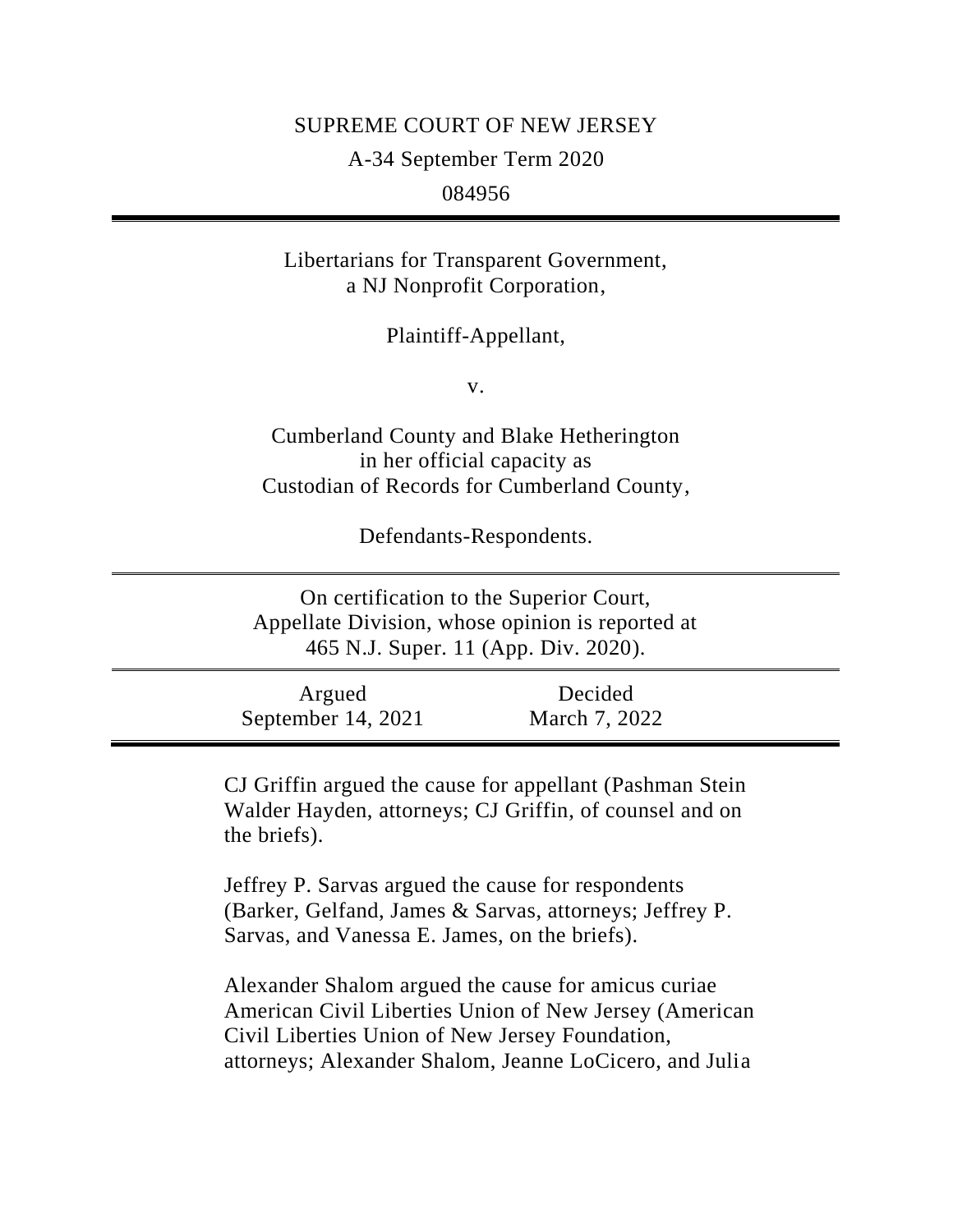SUPREME COURT OF NEW JERSEY

A-34 September Term 2020

084956

---

Libertarians for Transparent Government, a NJ Nonprofit Corporation,

Plaintiff-Appellant,

v.

Cumberland County and Blake Hetherington in her official capacity as Custodian of Records for Cumberland County,

Defendants-Respondents.

---

On certification to the Superior Court, Appellate Division, whose opinion is reported at 465 N.J. Super. 11 (App. Div. 2020).

---

| Argued | Decided |
| --- | --- |
| September 14, 2021 | March 7, 2022 |

---

CJ Griffin argued the cause for appellant (Pashman Stein Walder Hayden, attorneys; CJ Griffin, of counsel and on the briefs).

Jeffrey P. Sarvas argued the cause for respondents (Barker, Gelfand, James & Sarvas, attorneys; Jeffrey P. Sarvas, and Vanessa E. James, on the briefs).

Alexander Shalom argued the cause for amicus curiae American Civil Liberties Union of New Jersey (American Civil Liberties Union of New Jersey Foundation, attorneys; Alexander Shalom, Jeanne LoCicero, and Julia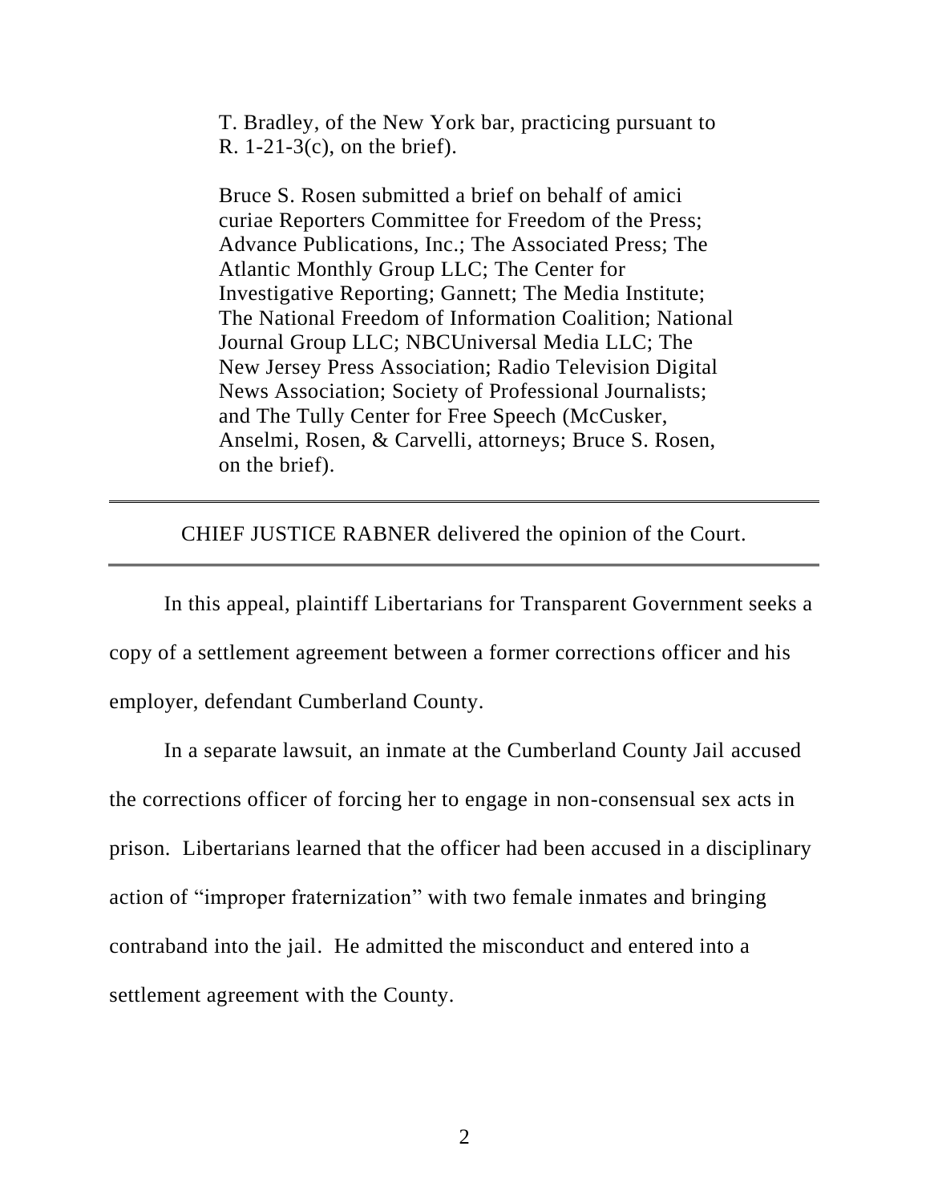T. Bradley, of the New York bar, practicing pursuant to R. 1-21-3(c), on the brief).

Bruce S. Rosen submitted a brief on behalf of amici curiae Reporters Committee for Freedom of the Press; Advance Publications, Inc.; The Associated Press; The Atlantic Monthly Group LLC; The Center for Investigative Reporting; Gannett; The Media Institute; The National Freedom of Information Coalition; National Journal Group LLC; NBCUniversal Media LLC; The New Jersey Press Association; Radio Television Digital News Association; Society of Professional Journalists; and The Tully Center for Free Speech (McCusker, Anselmi, Rosen, & Carvelli, attorneys; Bruce S. Rosen, on the brief).

---

CHIEF JUSTICE RABNER delivered the opinion of the Court.

---

In this appeal, plaintiff Libertarians for Transparent Government seeks a copy of a settlement agreement between a former corrections officer and his employer, defendant Cumberland County.

In a separate lawsuit, an inmate at the Cumberland County Jail accused the corrections officer of forcing her to engage in non-consensual sex acts in prison. Libertarians learned that the officer had been accused in a disciplinary action of "improper fraternization" with two female inmates and bringing contraband into the jail. He admitted the misconduct and entered into a settlement agreement with the County.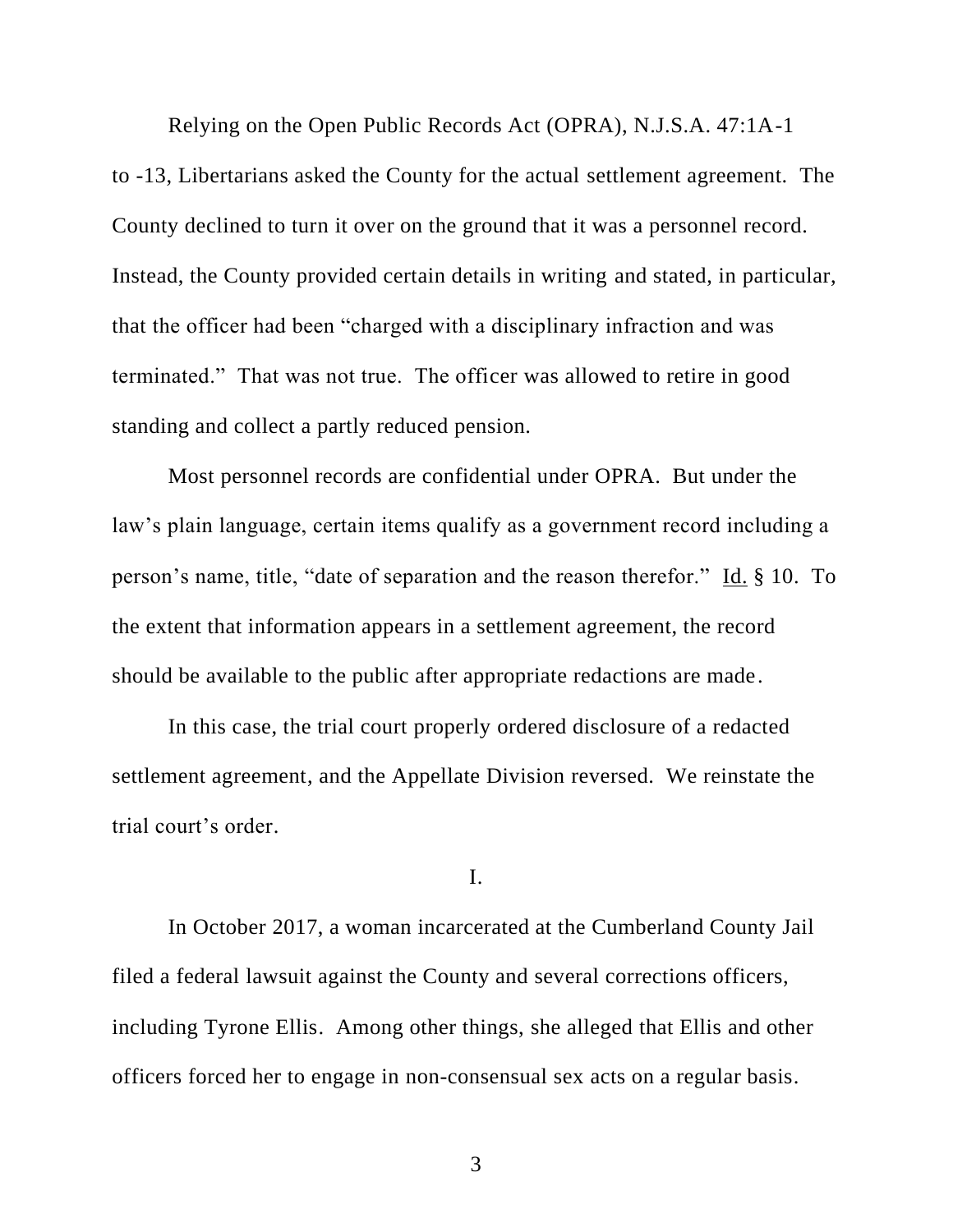Relying on the Open Public Records Act (OPRA), N.J.S.A. 47:1A-1 to -13, Libertarians asked the County for the actual settlement agreement. The County declined to turn it over on the ground that it was a personnel record. Instead, the County provided certain details in writing and stated, in particular, that the officer had been "charged with a disciplinary infraction and was terminated." That was not true. The officer was allowed to retire in good standing and collect a partly reduced pension.

Most personnel records are confidential under OPRA. But under the law's plain language, certain items qualify as a government record including a person's name, title, "date of separation and the reason therefor." Id. § 10. To the extent that information appears in a settlement agreement, the record should be available to the public after appropriate redactions are made.

In this case, the trial court properly ordered disclosure of a redacted settlement agreement, and the Appellate Division reversed. We reinstate the trial court's order.

I.

In October 2017, a woman incarcerated at the Cumberland County Jail filed a federal lawsuit against the County and several corrections officers, including Tyrone Ellis. Among other things, she alleged that Ellis and other officers forced her to engage in non-consensual sex acts on a regular basis.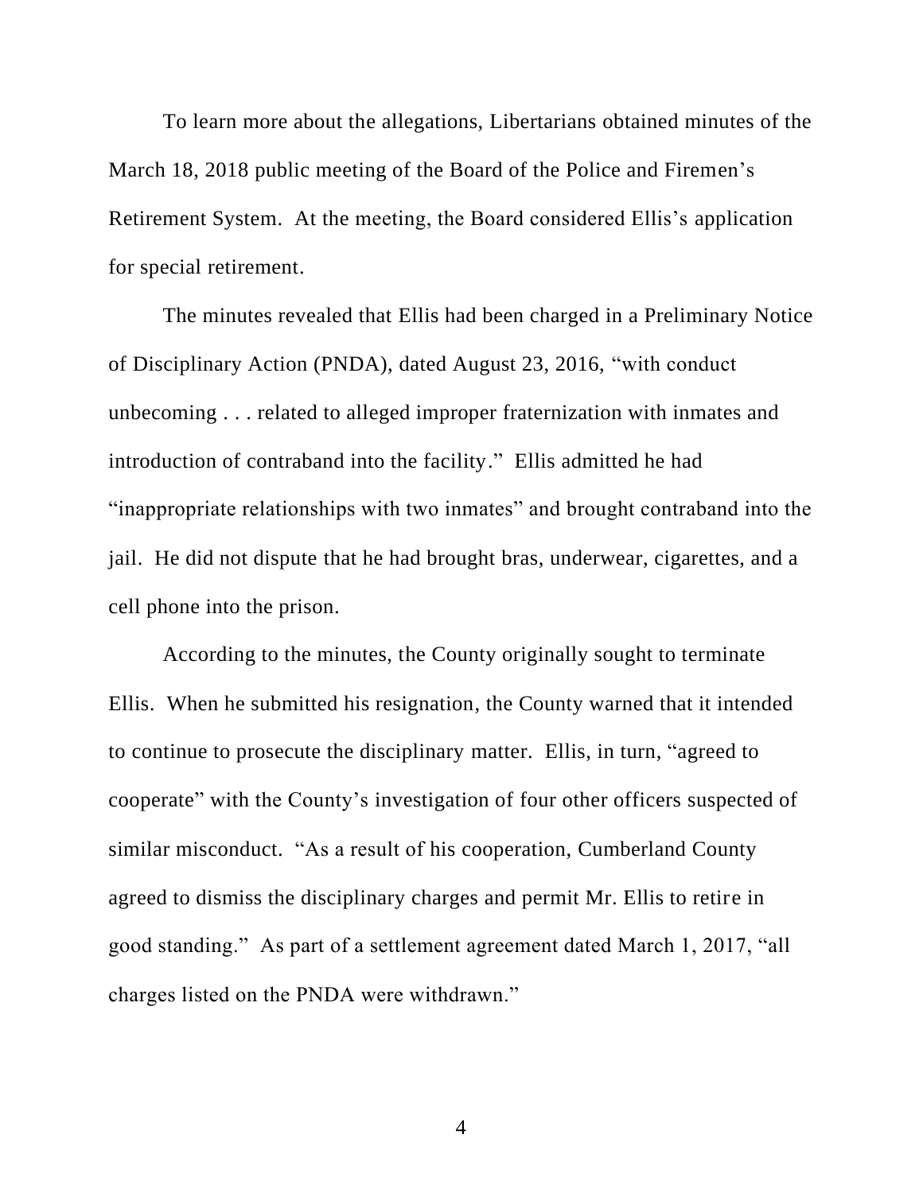To learn more about the allegations, Libertarians obtained minutes of the March 18, 2018 public meeting of the Board of the Police and Firemen's Retirement System. At the meeting, the Board considered Ellis's application for special retirement.

The minutes revealed that Ellis had been charged in a Preliminary Notice of Disciplinary Action (PNDA), dated August 23, 2016, "with conduct unbecoming . . . related to alleged improper fraternization with inmates and introduction of contraband into the facility." Ellis admitted he had "inappropriate relationships with two inmates" and brought contraband into the jail. He did not dispute that he had brought bras, underwear, cigarettes, and a cell phone into the prison.

According to the minutes, the County originally sought to terminate Ellis. When he submitted his resignation, the County warned that it intended to continue to prosecute the disciplinary matter. Ellis, in turn, "agreed to cooperate" with the County's investigation of four other officers suspected of similar misconduct. "As a result of his cooperation, Cumberland County agreed to dismiss the disciplinary charges and permit Mr. Ellis to retire in good standing." As part of a settlement agreement dated March 1, 2017, "all charges listed on the PNDA were withdrawn."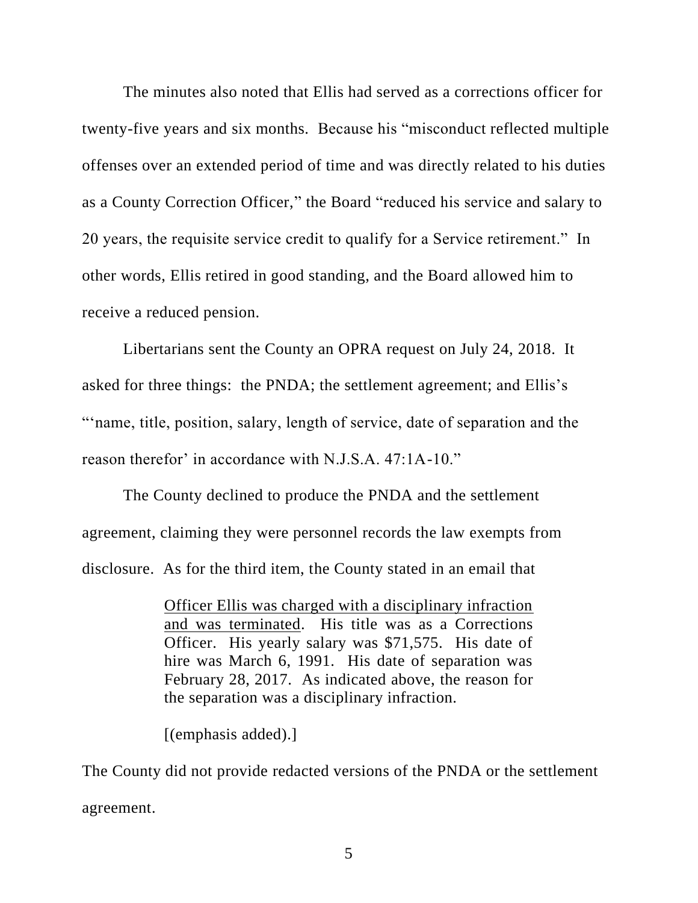The minutes also noted that Ellis had served as a corrections officer for twenty-five years and six months. Because his "misconduct reflected multiple offenses over an extended period of time and was directly related to his duties as a County Correction Officer," the Board "reduced his service and salary to 20 years, the requisite service credit to qualify for a Service retirement." In other words, Ellis retired in good standing, and the Board allowed him to receive a reduced pension.

Libertarians sent the County an OPRA request on July 24, 2018. It asked for three things: the PNDA; the settlement agreement; and Ellis's "'name, title, position, salary, length of service, date of separation and the reason therefor' in accordance with N.J.S.A. 47:1A-10."

The County declined to produce the PNDA and the settlement agreement, claiming they were personnel records the law exempts from disclosure. As for the third item, the County stated in an email that

> <u>Officer Ellis was charged with a disciplinary infraction and was terminated</u>. His title was as a Corrections Officer. His yearly salary was $71,575. His date of hire was March 6, 1991. His date of separation was February 28, 2017. As indicated above, the reason for the separation was a disciplinary infraction.
>
> [(emphasis added).]

The County did not provide redacted versions of the PNDA or the settlement agreement.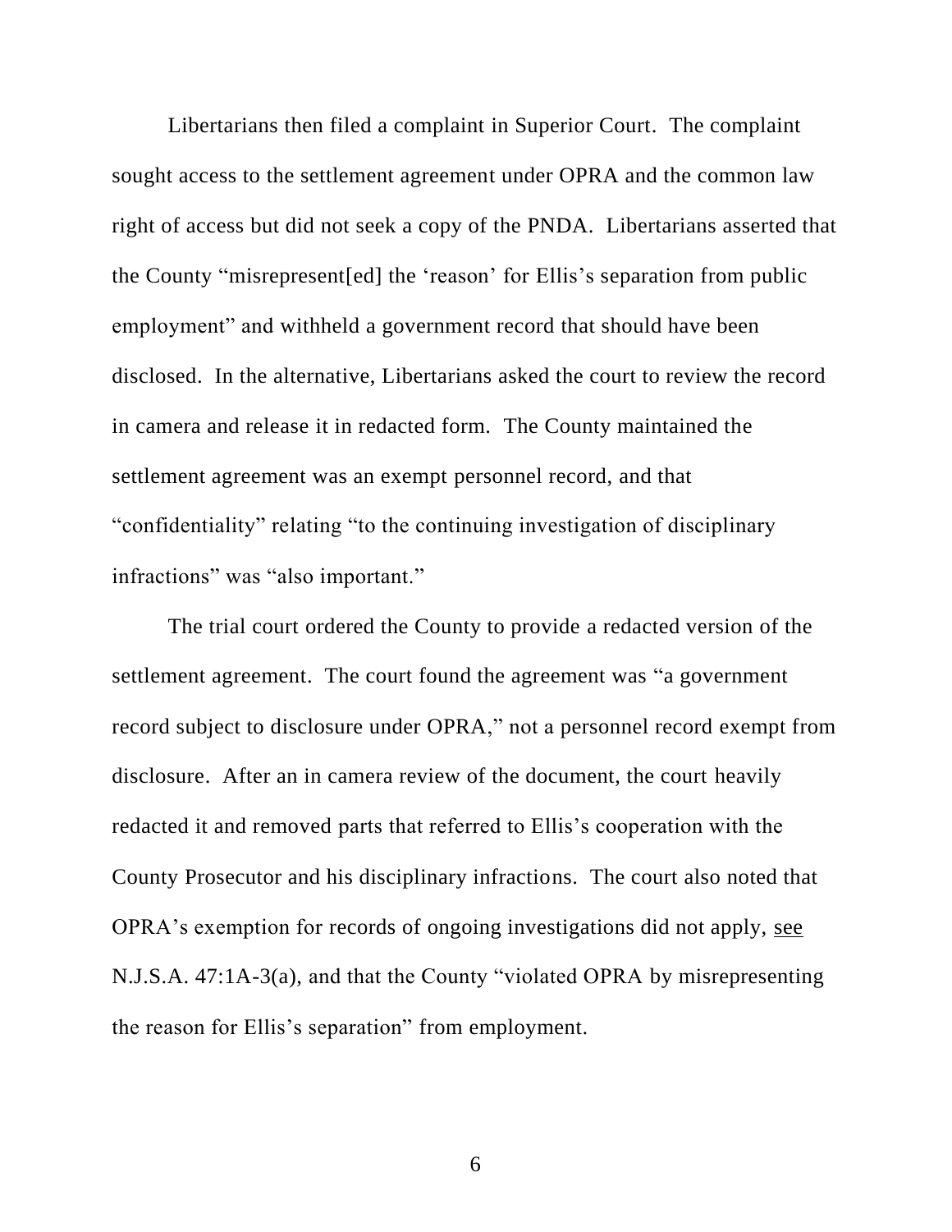Libertarians then filed a complaint in Superior Court. The complaint sought access to the settlement agreement under OPRA and the common law right of access but did not seek a copy of the PNDA. Libertarians asserted that the County "misrepresent[ed] the 'reason' for Ellis's separation from public employment" and withheld a government record that should have been disclosed. In the alternative, Libertarians asked the court to review the record in camera and release it in redacted form. The County maintained the settlement agreement was an exempt personnel record, and that "confidentiality" relating "to the continuing investigation of disciplinary infractions" was "also important."

The trial court ordered the County to provide a redacted version of the settlement agreement. The court found the agreement was "a government record subject to disclosure under OPRA," not a personnel record exempt from disclosure. After an in camera review of the document, the court heavily redacted it and removed parts that referred to Ellis's cooperation with the County Prosecutor and his disciplinary infractions. The court also noted that OPRA's exemption for records of ongoing investigations did not apply, see N.J.S.A. 47:1A-3(a), and that the County "violated OPRA by misrepresenting the reason for Ellis's separation" from employment.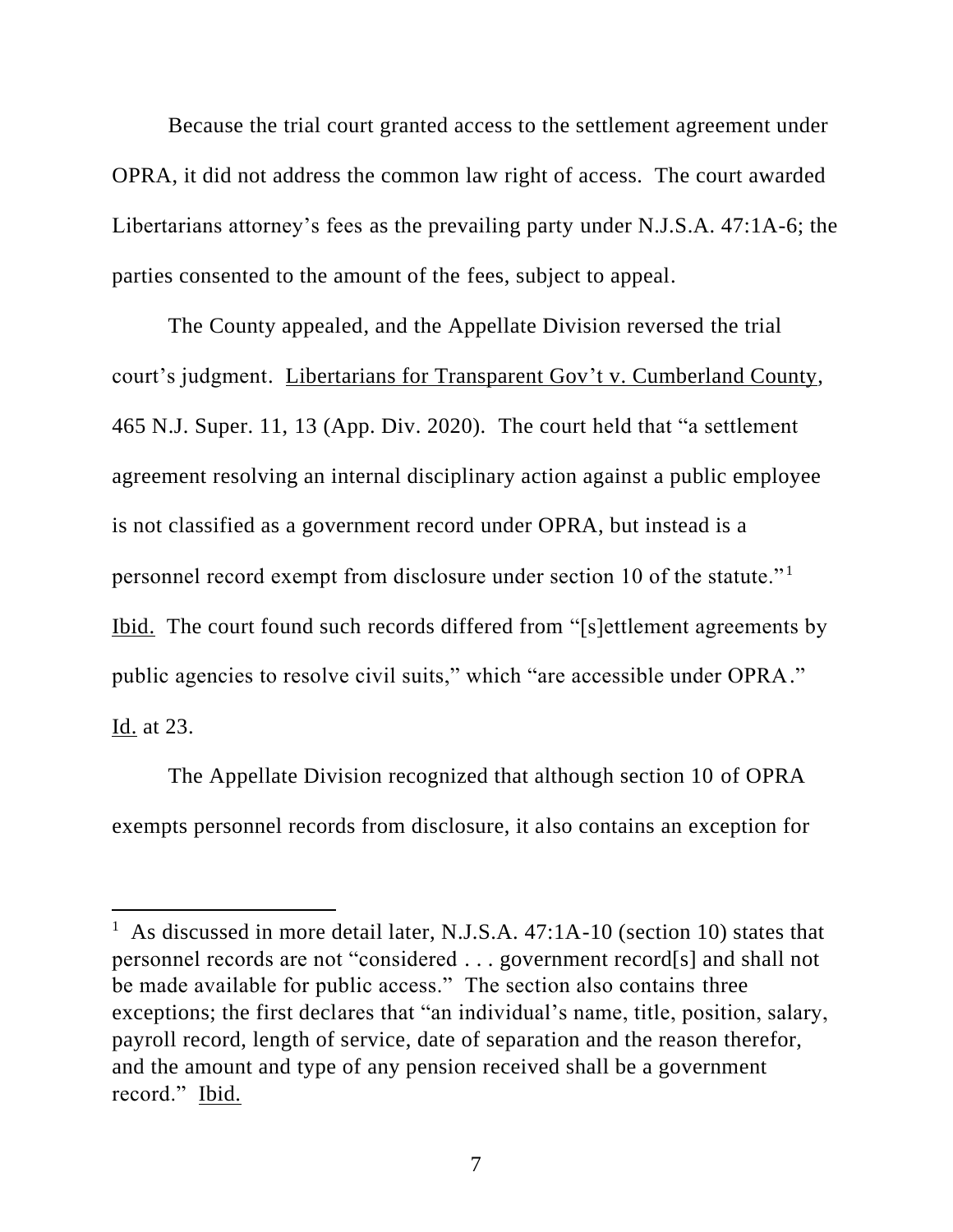Because the trial court granted access to the settlement agreement under OPRA, it did not address the common law right of access. The court awarded Libertarians attorney's fees as the prevailing party under N.J.S.A. 47:1A-6; the parties consented to the amount of the fees, subject to appeal.

The County appealed, and the Appellate Division reversed the trial court's judgment. Libertarians for Transparent Gov't v. Cumberland County, 465 N.J. Super. 11, 13 (App. Div. 2020). The court held that "a settlement agreement resolving an internal disciplinary action against a public employee is not classified as a government record under OPRA, but instead is a personnel record exempt from disclosure under section 10 of the statute."[1] Ibid. The court found such records differed from "[s]ettlement agreements by public agencies to resolve civil suits," which "are accessible under OPRA." Id. at 23.

The Appellate Division recognized that although section 10 of OPRA exempts personnel records from disclosure, it also contains an exception for

---

[1] As discussed in more detail later, N.J.S.A. 47:1A-10 (section 10) states that personnel records are not "considered . . . government record[s] and shall not be made available for public access." The section also contains three exceptions; the first declares that "an individual's name, title, position, salary, payroll record, length of service, date of separation and the reason therefor, and the amount and type of any pension received shall be a government record." Ibid.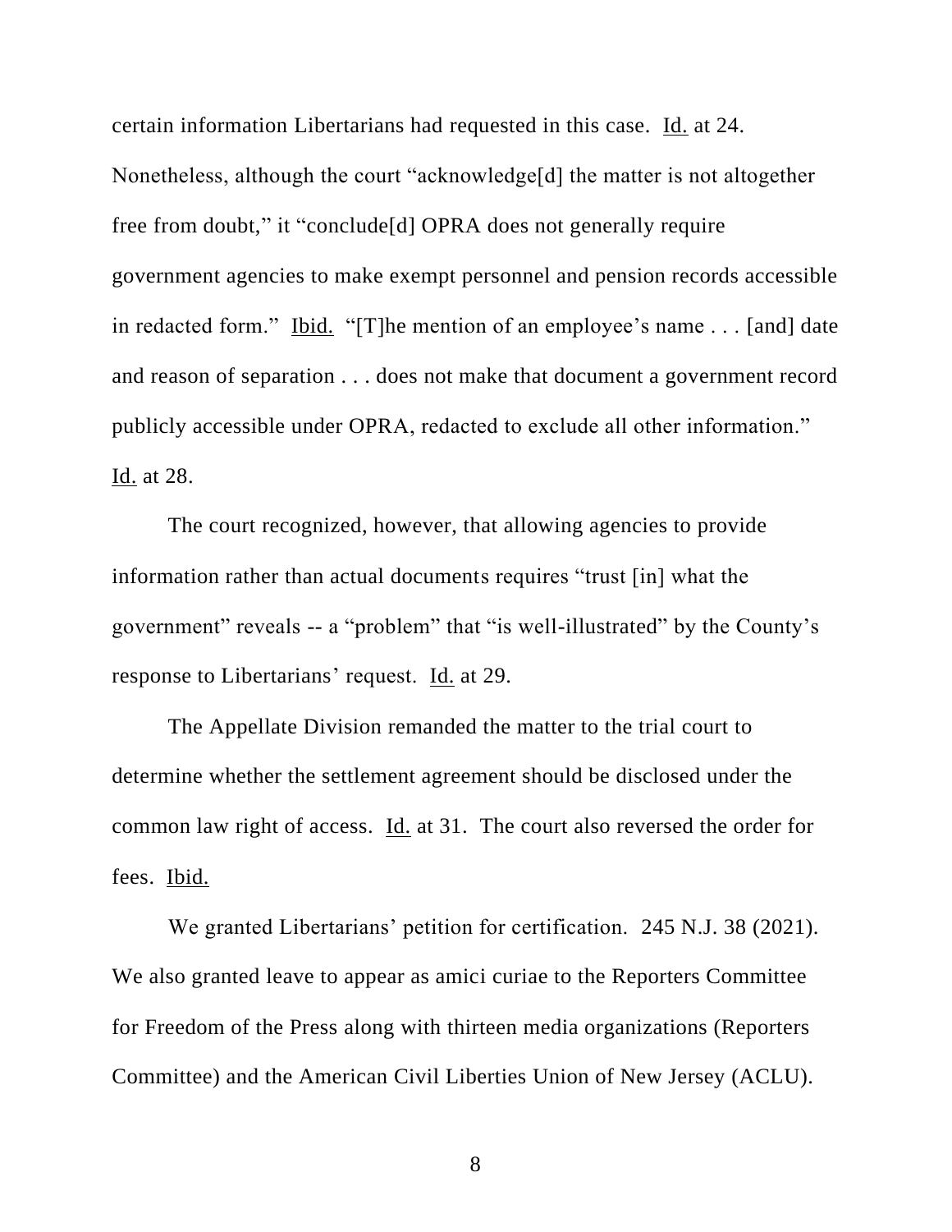certain information Libertarians had requested in this case. Id. at 24. Nonetheless, although the court "acknowledge[d] the matter is not altogether free from doubt," it "conclude[d] OPRA does not generally require government agencies to make exempt personnel and pension records accessible in redacted form." Ibid. "[T]he mention of an employee's name . . . [and] date and reason of separation . . . does not make that document a government record publicly accessible under OPRA, redacted to exclude all other information." Id. at 28.

The court recognized, however, that allowing agencies to provide information rather than actual documents requires "trust [in] what the government" reveals -- a "problem" that "is well-illustrated" by the County's response to Libertarians' request. Id. at 29.

The Appellate Division remanded the matter to the trial court to determine whether the settlement agreement should be disclosed under the common law right of access. Id. at 31. The court also reversed the order for fees. Ibid.

We granted Libertarians' petition for certification. 245 N.J. 38 (2021). We also granted leave to appear as amici curiae to the Reporters Committee for Freedom of the Press along with thirteen media organizations (Reporters Committee) and the American Civil Liberties Union of New Jersey (ACLU).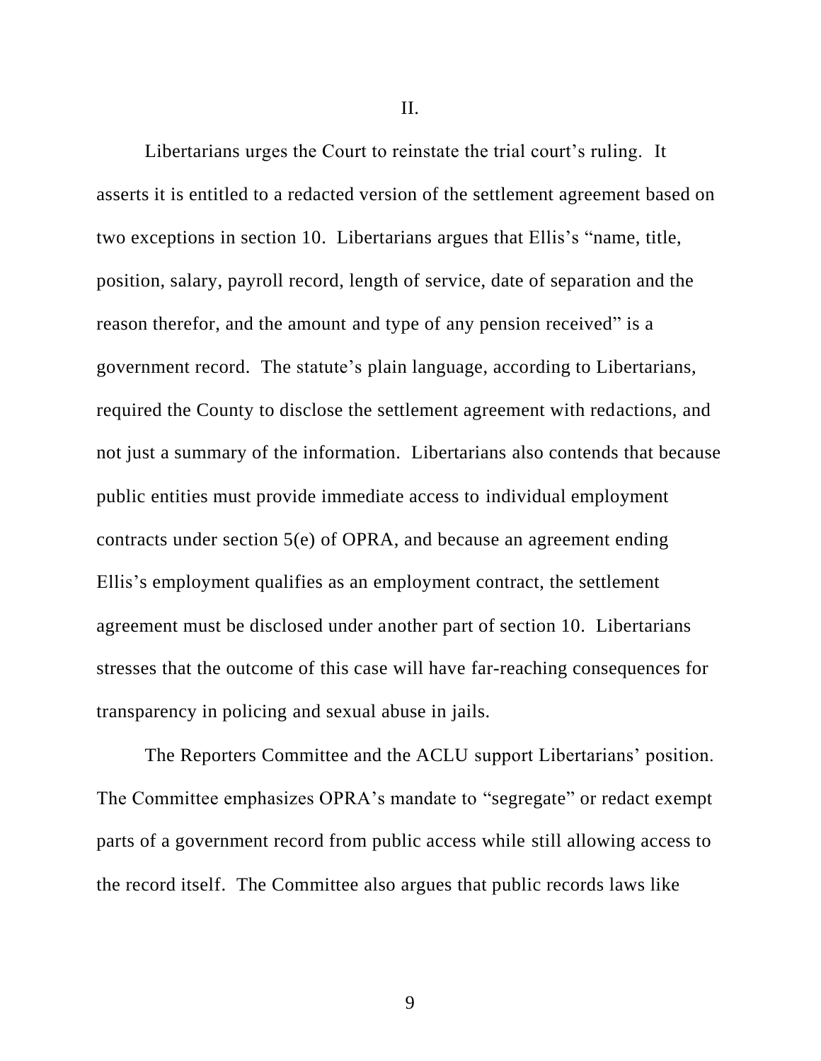## II.

Libertarians urges the Court to reinstate the trial court's ruling. It asserts it is entitled to a redacted version of the settlement agreement based on two exceptions in section 10. Libertarians argues that Ellis's "name, title, position, salary, payroll record, length of service, date of separation and the reason therefor, and the amount and type of any pension received" is a government record. The statute's plain language, according to Libertarians, required the County to disclose the settlement agreement with redactions, and not just a summary of the information. Libertarians also contends that because public entities must provide immediate access to individual employment contracts under section 5(e) of OPRA, and because an agreement ending Ellis's employment qualifies as an employment contract, the settlement agreement must be disclosed under another part of section 10. Libertarians stresses that the outcome of this case will have far-reaching consequences for transparency in policing and sexual abuse in jails.

The Reporters Committee and the ACLU support Libertarians' position. The Committee emphasizes OPRA's mandate to "segregate" or redact exempt parts of a government record from public access while still allowing access to the record itself. The Committee also argues that public records laws like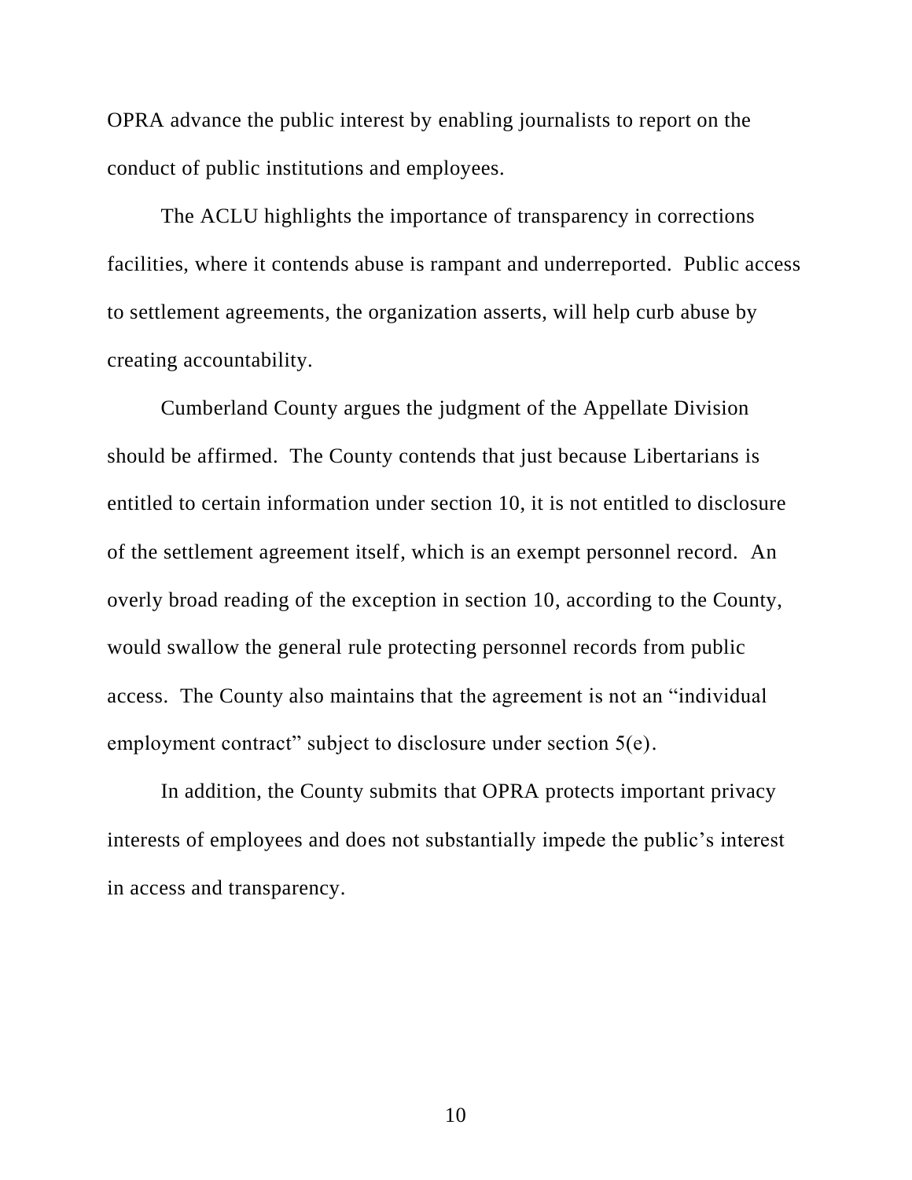OPRA advance the public interest by enabling journalists to report on the conduct of public institutions and employees.

The ACLU highlights the importance of transparency in corrections facilities, where it contends abuse is rampant and underreported. Public access to settlement agreements, the organization asserts, will help curb abuse by creating accountability.

Cumberland County argues the judgment of the Appellate Division should be affirmed. The County contends that just because Libertarians is entitled to certain information under section 10, it is not entitled to disclosure of the settlement agreement itself, which is an exempt personnel record. An overly broad reading of the exception in section 10, according to the County, would swallow the general rule protecting personnel records from public access. The County also maintains that the agreement is not an "individual employment contract" subject to disclosure under section 5(e).

In addition, the County submits that OPRA protects important privacy interests of employees and does not substantially impede the public's interest in access and transparency.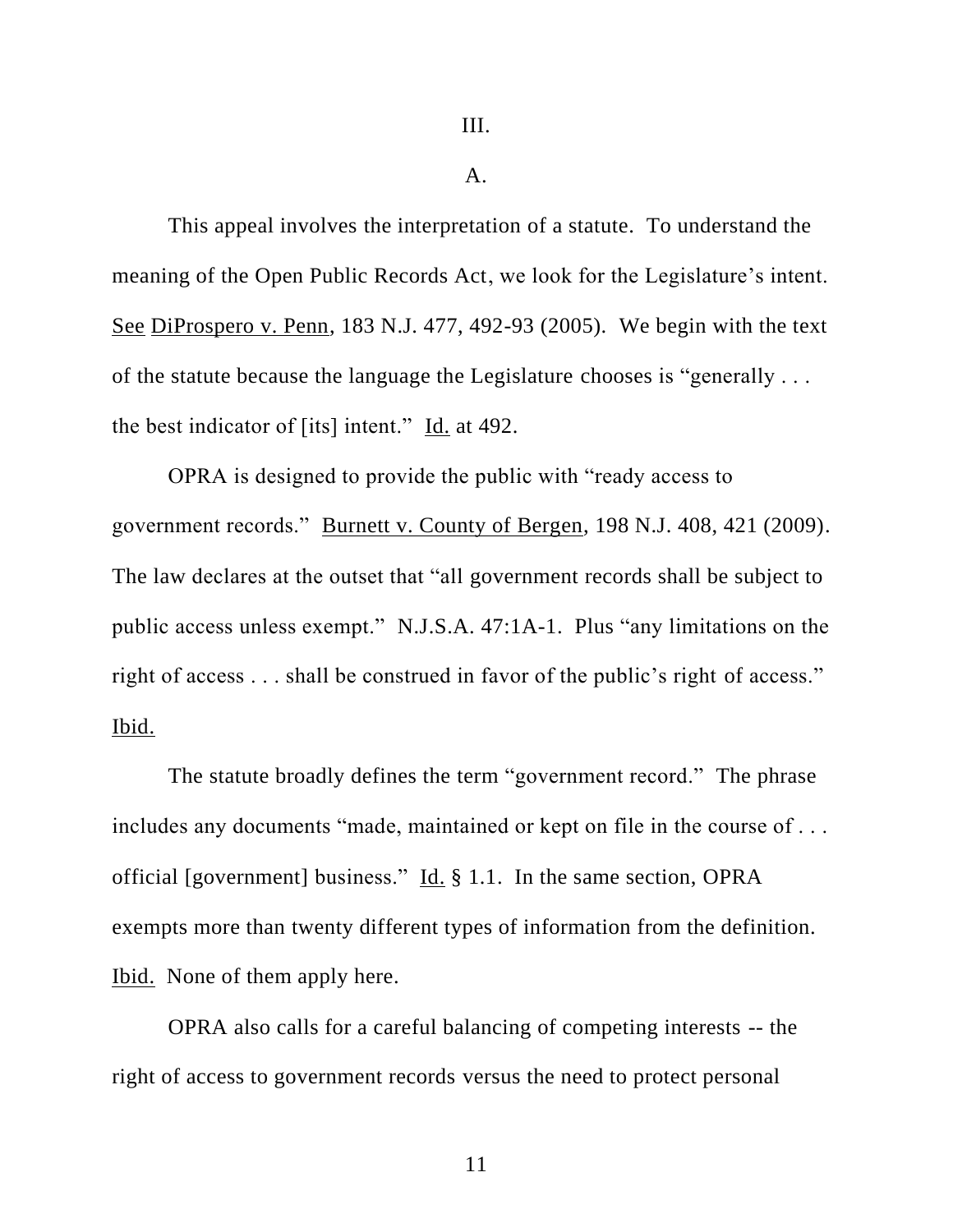III.

A.

This appeal involves the interpretation of a statute. To understand the meaning of the Open Public Records Act, we look for the Legislature's intent. See DiProspero v. Penn, 183 N.J. 477, 492-93 (2005). We begin with the text of the statute because the language the Legislature chooses is "generally . . . the best indicator of [its] intent." Id. at 492.

OPRA is designed to provide the public with "ready access to government records." Burnett v. County of Bergen, 198 N.J. 408, 421 (2009). The law declares at the outset that "all government records shall be subject to public access unless exempt." N.J.S.A. 47:1A-1. Plus "any limitations on the right of access . . . shall be construed in favor of the public's right of access." Ibid.

The statute broadly defines the term "government record." The phrase includes any documents "made, maintained or kept on file in the course of . . . official [government] business." Id. § 1.1. In the same section, OPRA exempts more than twenty different types of information from the definition. Ibid. None of them apply here.

OPRA also calls for a careful balancing of competing interests -- the right of access to government records versus the need to protect personal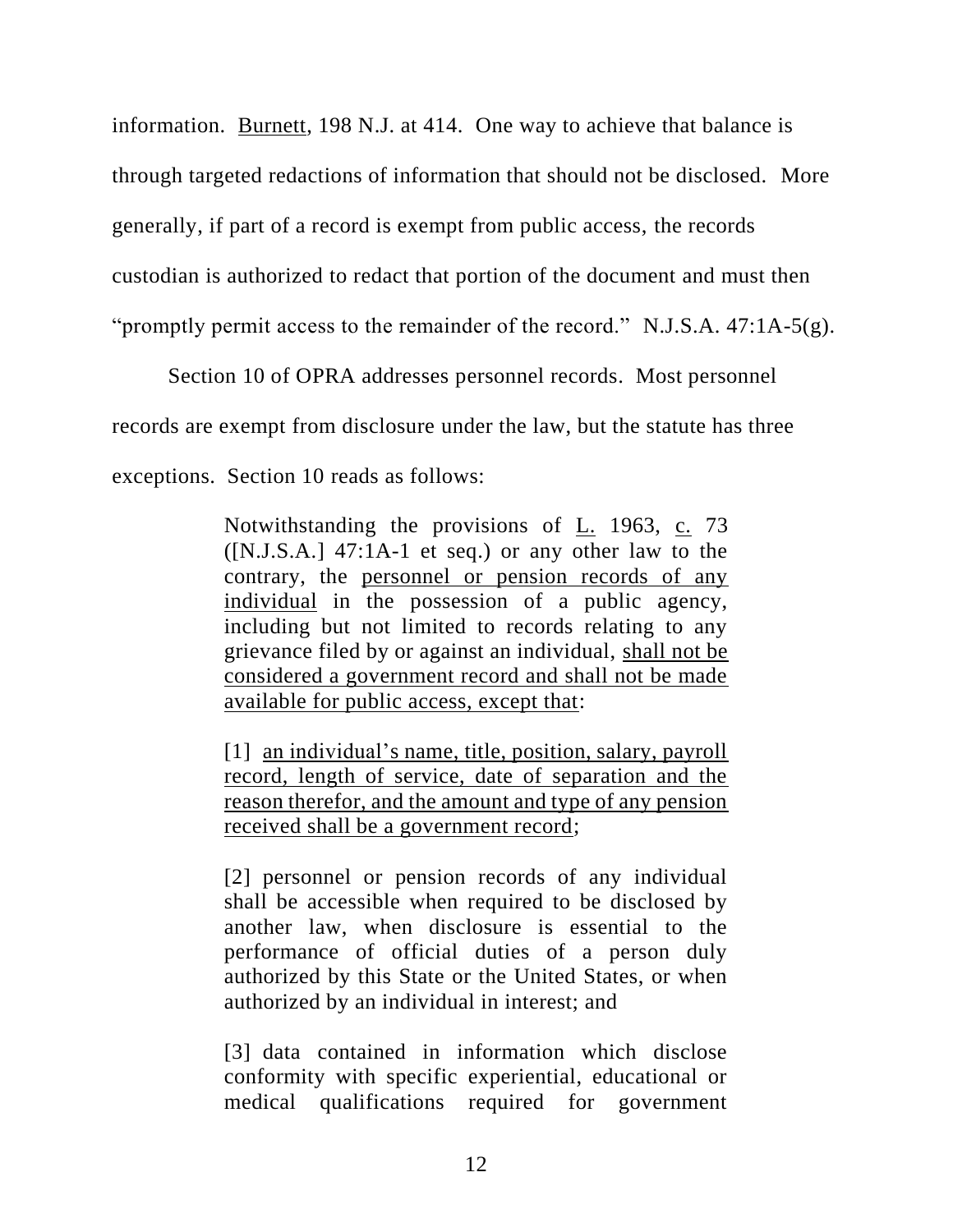information. Burnett, 198 N.J. at 414. One way to achieve that balance is through targeted redactions of information that should not be disclosed. More generally, if part of a record is exempt from public access, the records custodian is authorized to redact that portion of the document and must then "promptly permit access to the remainder of the record." N.J.S.A. 47:1A-5(g).

Section 10 of OPRA addresses personnel records. Most personnel records are exempt from disclosure under the law, but the statute has three exceptions. Section 10 reads as follows:

> Notwithstanding the provisions of L. 1963, c. 73 ([N.J.S.A.] 47:1A-1 et seq.) or any other law to the contrary, the personnel or pension records of any individual in the possession of a public agency, including but not limited to records relating to any grievance filed by or against an individual, shall not be considered a government record and shall not be made available for public access, except that:
>
> [1] an individual's name, title, position, salary, payroll record, length of service, date of separation and the reason therefor, and the amount and type of any pension received shall be a government record;
>
> [2] personnel or pension records of any individual shall be accessible when required to be disclosed by another law, when disclosure is essential to the performance of official duties of a person duly authorized by this State or the United States, or when authorized by an individual in interest; and
>
> [3] data contained in information which disclose conformity with specific experiential, educational or medical qualifications required for government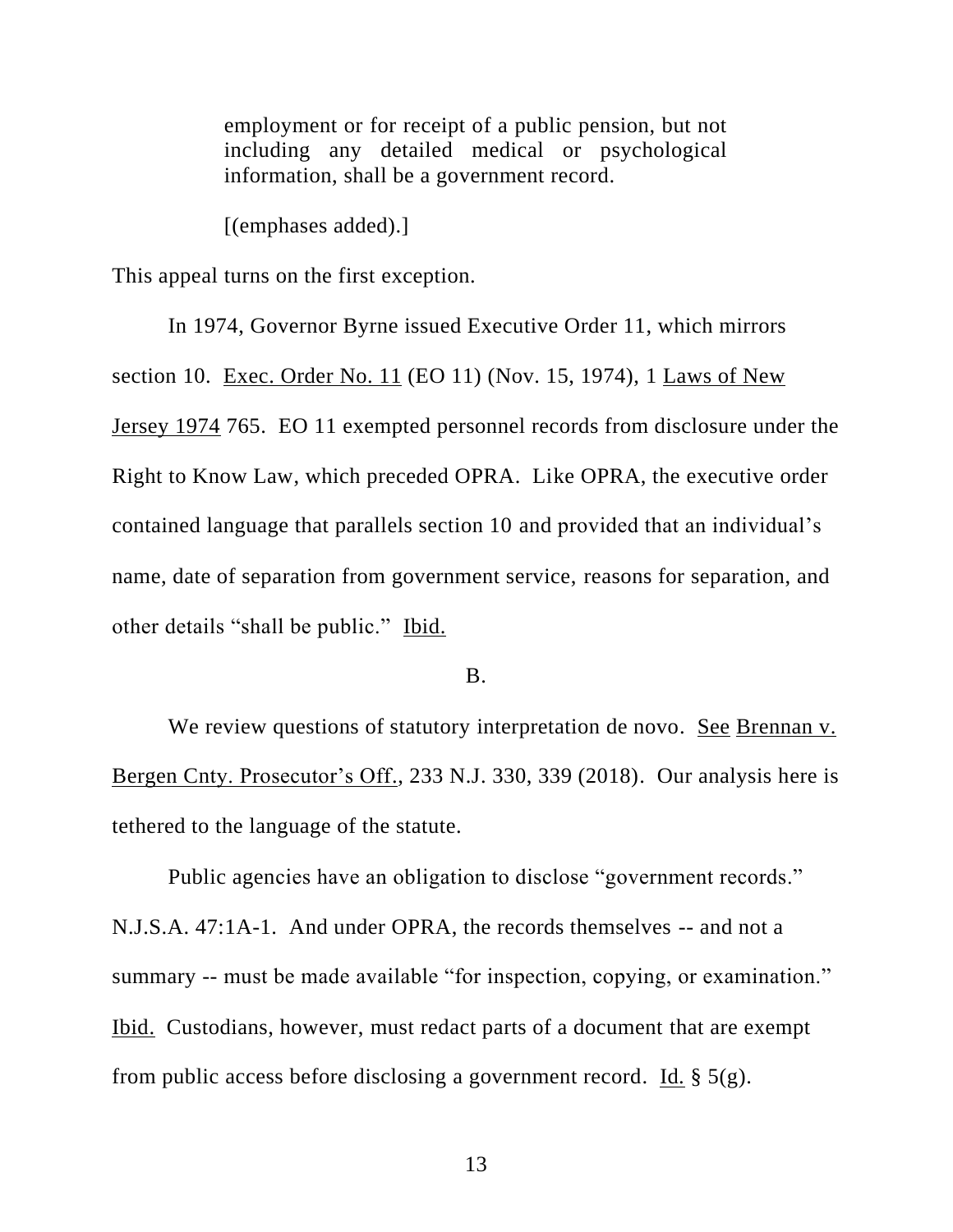> employment or for receipt of a public pension, but not including any detailed medical or psychological information, shall be a government record.
>
> [(emphases added).]

This appeal turns on the first exception.

In 1974, Governor Byrne issued Executive Order 11, which mirrors section 10. Exec. Order No. 11 (EO 11) (Nov. 15, 1974), 1 Laws of New Jersey 1974 765. EO 11 exempted personnel records from disclosure under the Right to Know Law, which preceded OPRA. Like OPRA, the executive order contained language that parallels section 10 and provided that an individual's name, date of separation from government service, reasons for separation, and other details "shall be public." Ibid.

B.

We review questions of statutory interpretation de novo. See Brennan v. Bergen Cnty. Prosecutor's Off., 233 N.J. 330, 339 (2018). Our analysis here is tethered to the language of the statute.

Public agencies have an obligation to disclose "government records." N.J.S.A. 47:1A-1. And under OPRA, the records themselves -- and not a summary -- must be made available "for inspection, copying, or examination." Ibid. Custodians, however, must redact parts of a document that are exempt from public access before disclosing a government record. Id. § 5(g).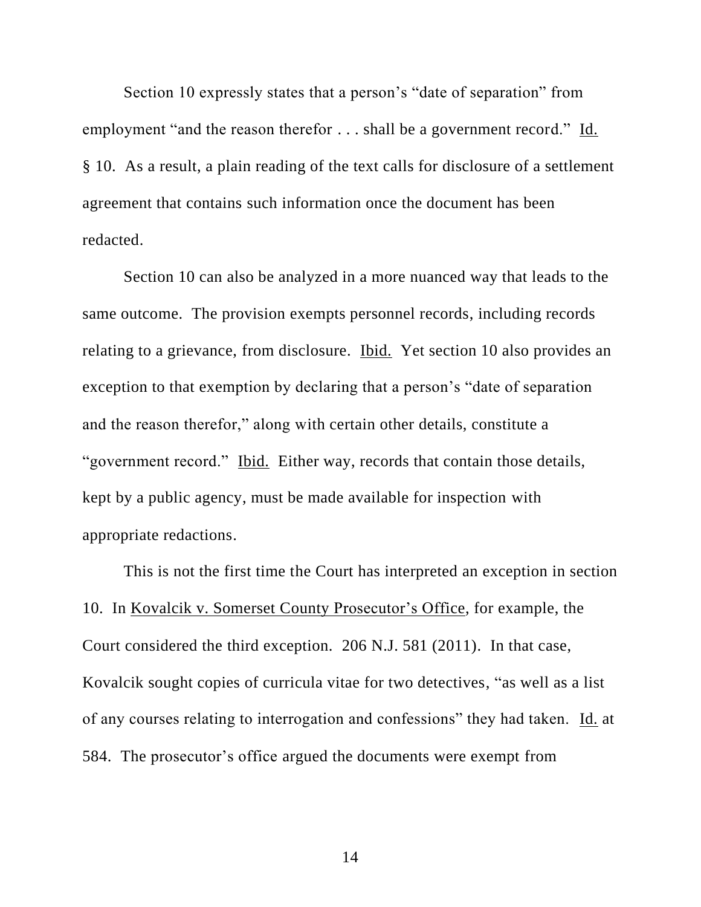Section 10 expressly states that a person's "date of separation" from employment "and the reason therefor . . . shall be a government record." Id. § 10. As a result, a plain reading of the text calls for disclosure of a settlement agreement that contains such information once the document has been redacted.

Section 10 can also be analyzed in a more nuanced way that leads to the same outcome. The provision exempts personnel records, including records relating to a grievance, from disclosure. Ibid. Yet section 10 also provides an exception to that exemption by declaring that a person's "date of separation and the reason therefor," along with certain other details, constitute a "government record." Ibid. Either way, records that contain those details, kept by a public agency, must be made available for inspection with appropriate redactions.

This is not the first time the Court has interpreted an exception in section 10. In Kovalcik v. Somerset County Prosecutor's Office, for example, the Court considered the third exception. 206 N.J. 581 (2011). In that case, Kovalcik sought copies of curricula vitae for two detectives, "as well as a list of any courses relating to interrogation and confessions" they had taken. Id. at 584. The prosecutor's office argued the documents were exempt from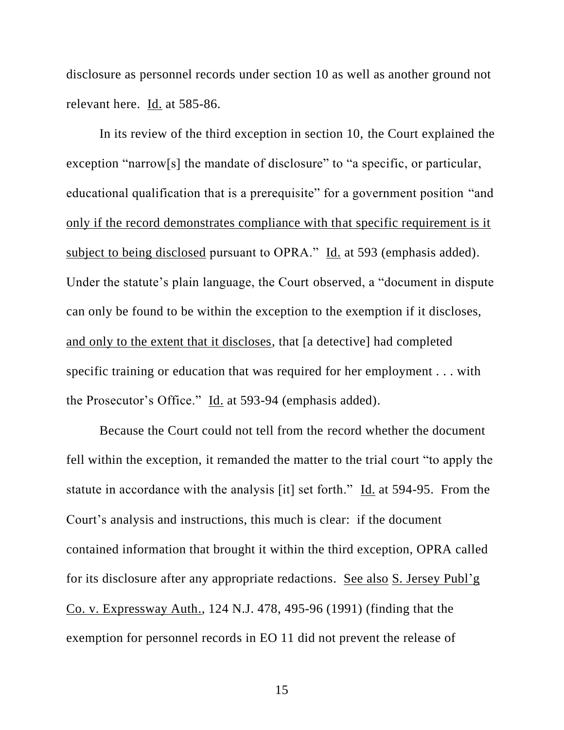disclosure as personnel records under section 10 as well as another ground not relevant here. Id. at 585-86.

In its review of the third exception in section 10, the Court explained the exception "narrow[s] the mandate of disclosure" to "a specific, or particular, educational qualification that is a prerequisite" for a government position "and only if the record demonstrates compliance with that specific requirement is it subject to being disclosed pursuant to OPRA." Id. at 593 (emphasis added). Under the statute's plain language, the Court observed, a "document in dispute can only be found to be within the exception to the exemption if it discloses, and only to the extent that it discloses, that [a detective] had completed specific training or education that was required for her employment . . . with the Prosecutor's Office." Id. at 593-94 (emphasis added).

Because the Court could not tell from the record whether the document fell within the exception, it remanded the matter to the trial court "to apply the statute in accordance with the analysis [it] set forth." Id. at 594-95. From the Court's analysis and instructions, this much is clear: if the document contained information that brought it within the third exception, OPRA called for its disclosure after any appropriate redactions. See also S. Jersey Publ'g Co. v. Expressway Auth., 124 N.J. 478, 495-96 (1991) (finding that the exemption for personnel records in EO 11 did not prevent the release of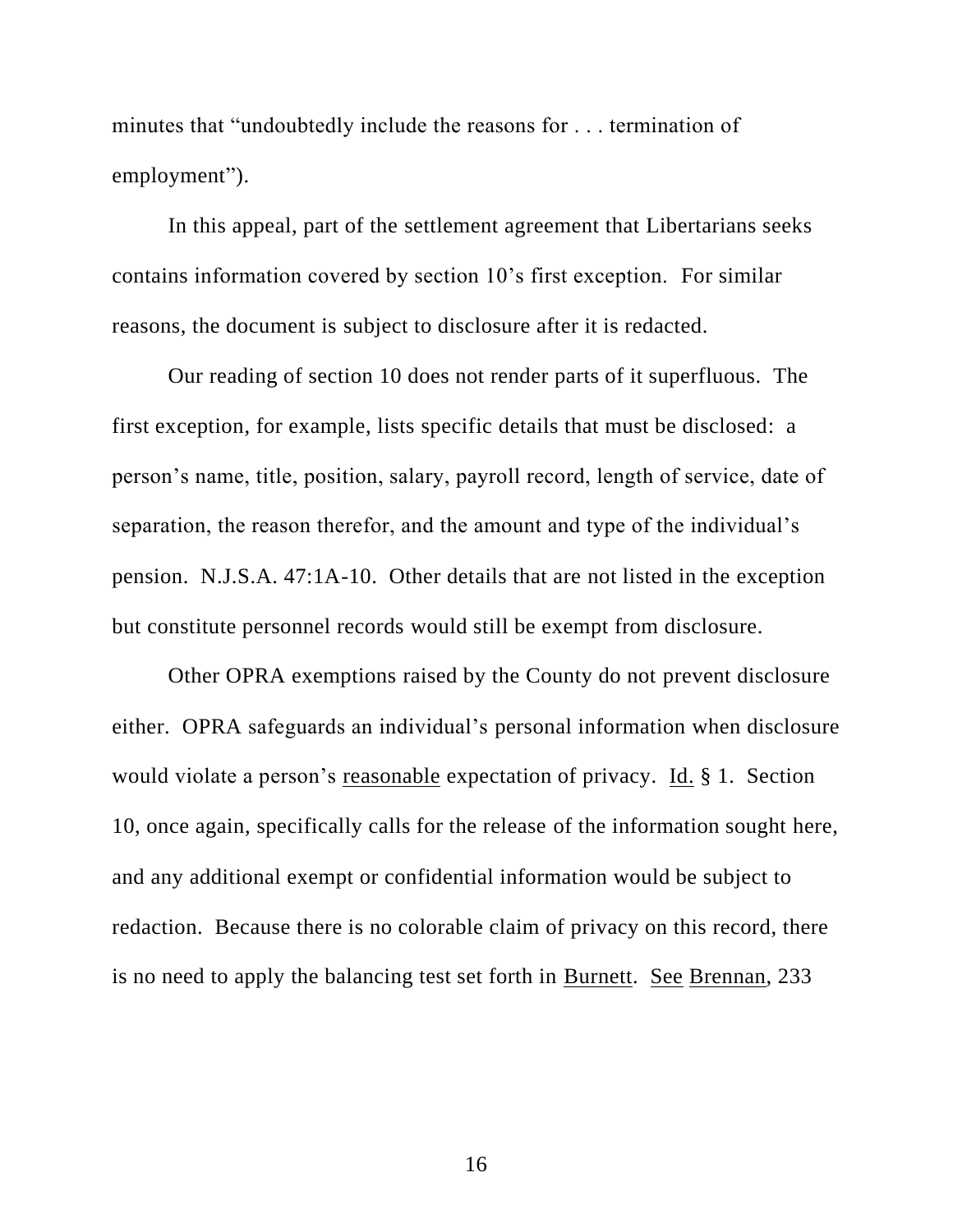minutes that "undoubtedly include the reasons for . . . termination of employment").

In this appeal, part of the settlement agreement that Libertarians seeks contains information covered by section 10's first exception. For similar reasons, the document is subject to disclosure after it is redacted.

Our reading of section 10 does not render parts of it superfluous. The first exception, for example, lists specific details that must be disclosed: a person's name, title, position, salary, payroll record, length of service, date of separation, the reason therefor, and the amount and type of the individual's pension. N.J.S.A. 47:1A-10. Other details that are not listed in the exception but constitute personnel records would still be exempt from disclosure.

Other OPRA exemptions raised by the County do not prevent disclosure either. OPRA safeguards an individual's personal information when disclosure would violate a person's <u>reasonable</u> expectation of privacy. <u>Id.</u> § 1. Section 10, once again, specifically calls for the release of the information sought here, and any additional exempt or confidential information would be subject to redaction. Because there is no colorable claim of privacy on this record, there is no need to apply the balancing test set forth in <u>Burnett</u>. <u>See</u> <u>Brennan</u>, 233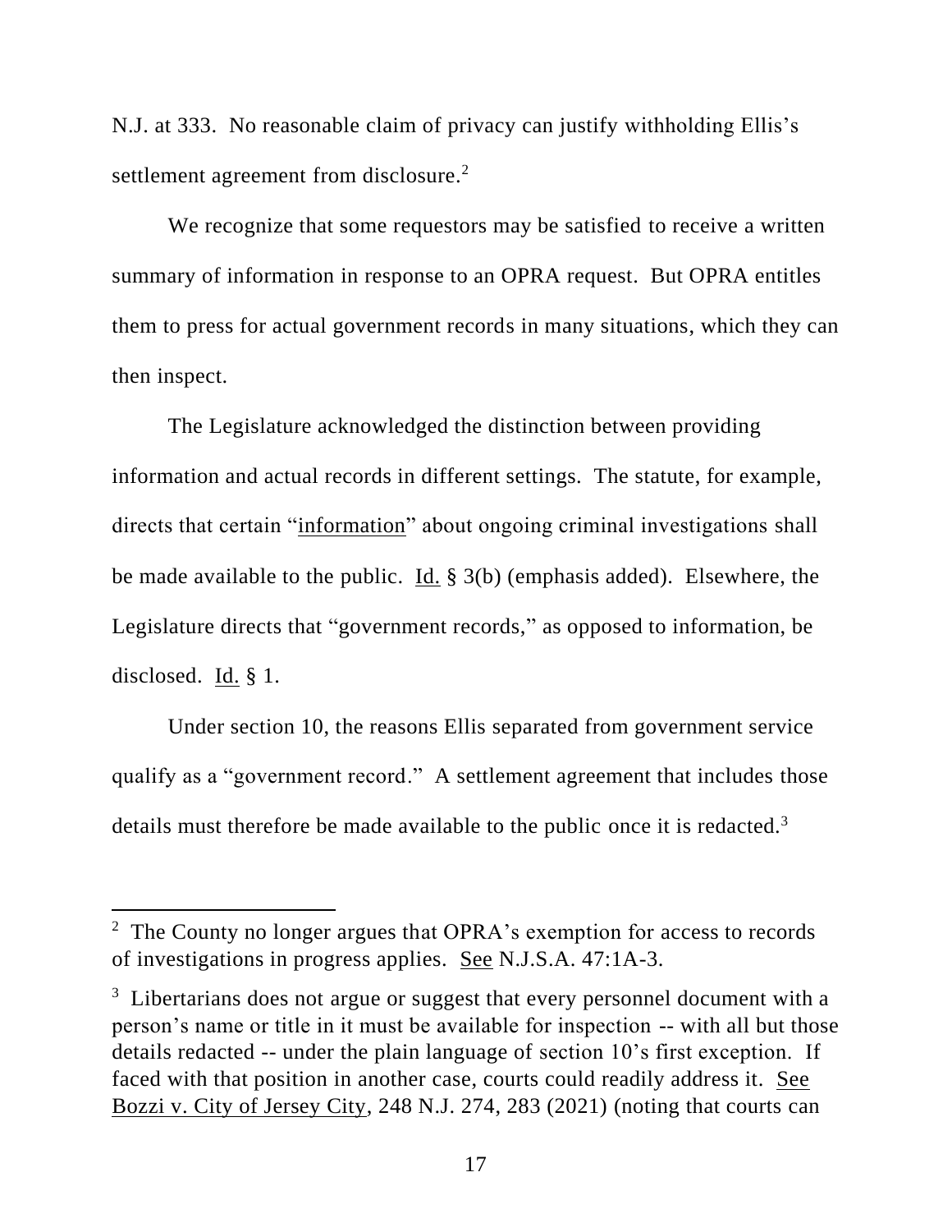N.J. at 333. No reasonable claim of privacy can justify withholding Ellis's settlement agreement from disclosure.[2]

We recognize that some requestors may be satisfied to receive a written summary of information in response to an OPRA request. But OPRA entitles them to press for actual government records in many situations, which they can then inspect.

The Legislature acknowledged the distinction between providing information and actual records in different settings. The statute, for example, directs that certain "information" about ongoing criminal investigations shall be made available to the public. Id. § 3(b) (emphasis added). Elsewhere, the Legislature directs that "government records," as opposed to information, be disclosed. Id. § 1.

Under section 10, the reasons Ellis separated from government service qualify as a "government record." A settlement agreement that includes those details must therefore be made available to the public once it is redacted.[3]

---

[2] The County no longer argues that OPRA's exemption for access to records of investigations in progress applies. See N.J.S.A. 47:1A-3.

[3] Libertarians does not argue or suggest that every personnel document with a person's name or title in it must be available for inspection -- with all but those details redacted -- under the plain language of section 10's first exception. If faced with that position in another case, courts could readily address it. See Bozzi v. City of Jersey City, 248 N.J. 274, 283 (2021) (noting that courts can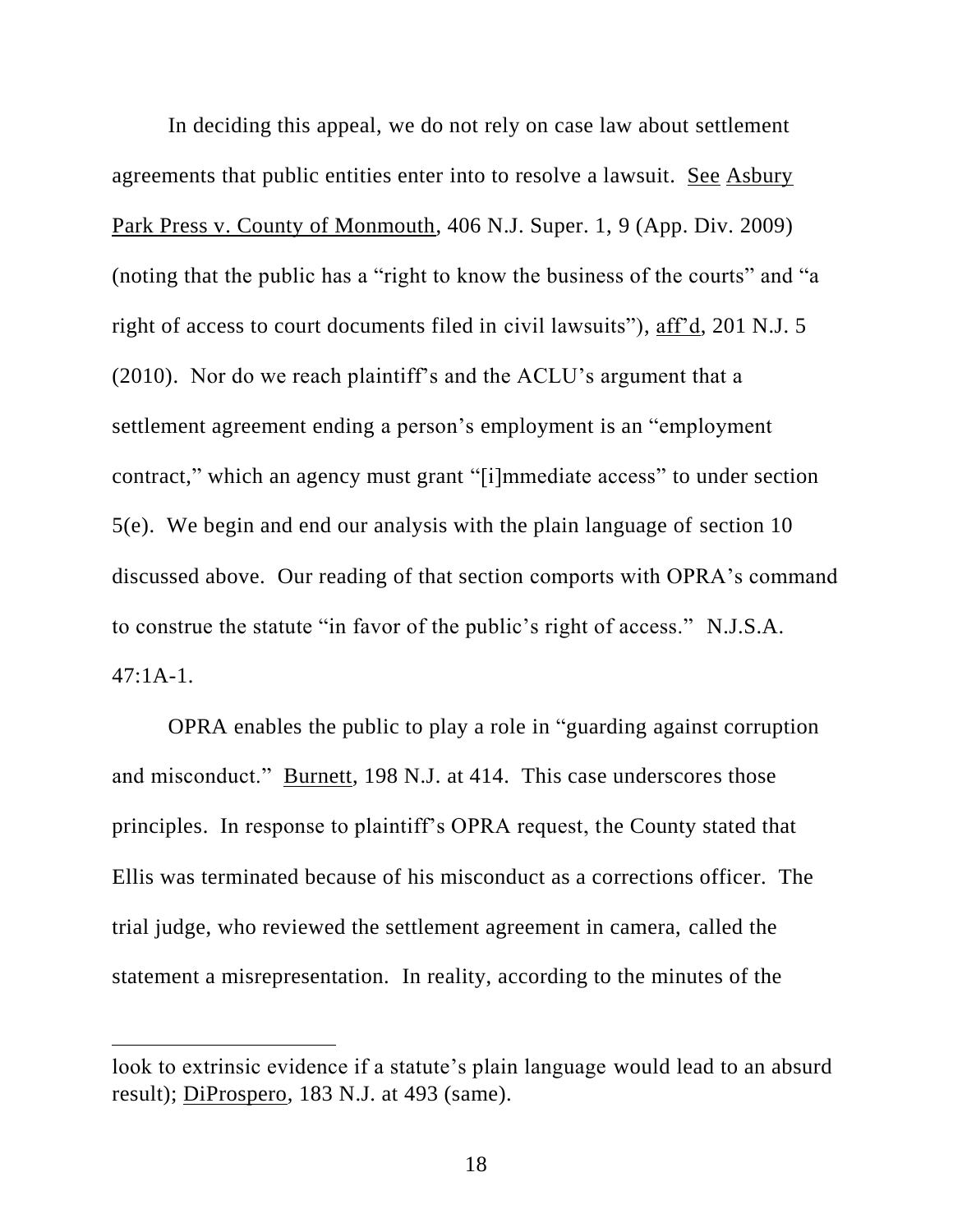In deciding this appeal, we do not rely on case law about settlement agreements that public entities enter into to resolve a lawsuit. See Asbury Park Press v. County of Monmouth, 406 N.J. Super. 1, 9 (App. Div. 2009) (noting that the public has a "right to know the business of the courts" and "a right of access to court documents filed in civil lawsuits"), aff'd, 201 N.J. 5 (2010). Nor do we reach plaintiff's and the ACLU's argument that a settlement agreement ending a person's employment is an "employment contract," which an agency must grant "[i]mmediate access" to under section 5(e). We begin and end our analysis with the plain language of section 10 discussed above. Our reading of that section comports with OPRA's command to construe the statute "in favor of the public's right of access." N.J.S.A. 47:1A-1.

OPRA enables the public to play a role in "guarding against corruption and misconduct." Burnett, 198 N.J. at 414. This case underscores those principles. In response to plaintiff's OPRA request, the County stated that Ellis was terminated because of his misconduct as a corrections officer. The trial judge, who reviewed the settlement agreement in camera, called the statement a misrepresentation. In reality, according to the minutes of the

---

look to extrinsic evidence if a statute's plain language would lead to an absurd result); DiProspero, 183 N.J. at 493 (same).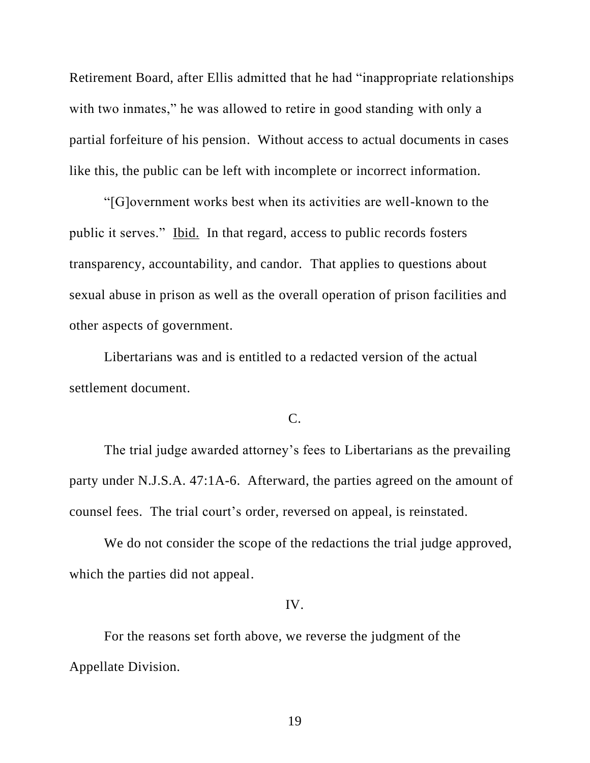Retirement Board, after Ellis admitted that he had "inappropriate relationships with two inmates," he was allowed to retire in good standing with only a partial forfeiture of his pension. Without access to actual documents in cases like this, the public can be left with incomplete or incorrect information.

"[G]overnment works best when its activities are well-known to the public it serves." Ibid. In that regard, access to public records fosters transparency, accountability, and candor. That applies to questions about sexual abuse in prison as well as the overall operation of prison facilities and other aspects of government.

Libertarians was and is entitled to a redacted version of the actual settlement document.

C.

The trial judge awarded attorney's fees to Libertarians as the prevailing party under N.J.S.A. 47:1A-6. Afterward, the parties agreed on the amount of counsel fees. The trial court's order, reversed on appeal, is reinstated.

We do not consider the scope of the redactions the trial judge approved, which the parties did not appeal.

IV.

For the reasons set forth above, we reverse the judgment of the Appellate Division.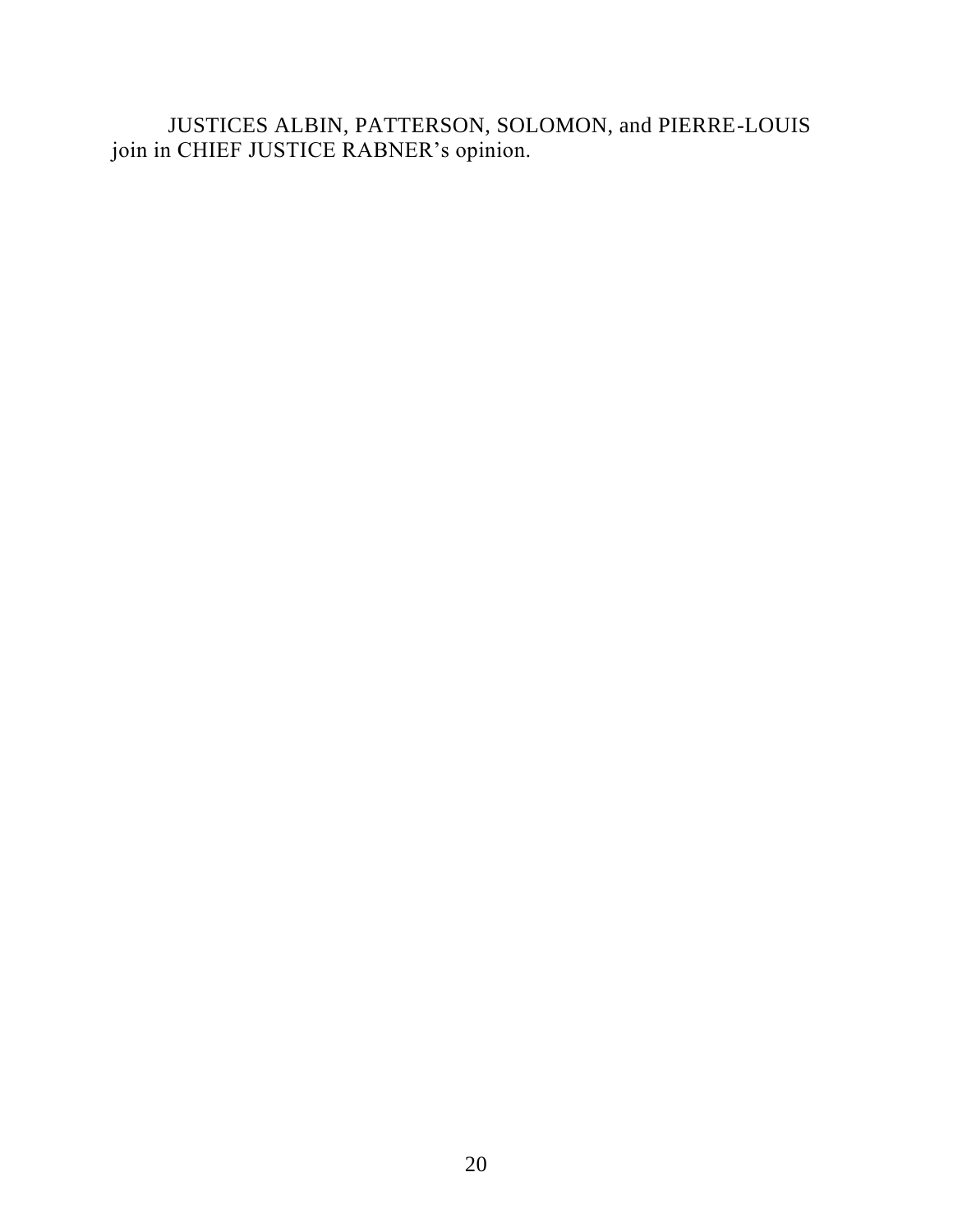JUSTICES ALBIN, PATTERSON, SOLOMON, and PIERRE-LOUIS join in CHIEF JUSTICE RABNER's opinion.